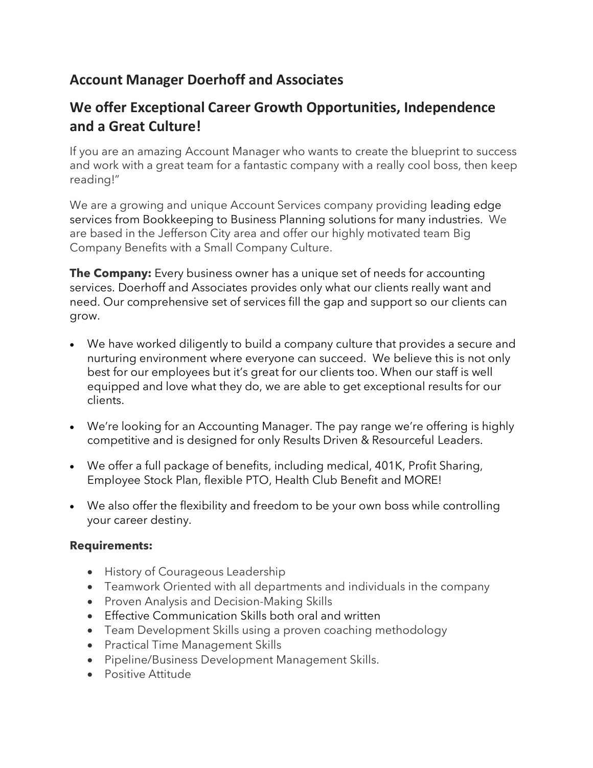## Account Manager Doerhoff and Associates

## We offer Exceptional Career Growth Opportunities, Independence and a Great Culture!

If you are an amazing Account Manager who wants to create the blueprint to success and work with a great team for a fantastic company with a really cool boss, then keep reading!"

We are a growing and unique Account Services company providing leading edge services from Bookkeeping to Business Planning solutions for many industries. We are based in the Jefferson City area and offer our highly motivated team Big Company Benefits with a Small Company Culture.

**The Company:** Every business owner has a unique set of needs for accounting services. Doerhoff and Associates provides only what our clients really want and need. Our comprehensive set of services fill the gap and support so our clients can grow.

- We have worked diligently to build a company culture that provides a secure and nurturing environment where everyone can succeed. We believe this is not only best for our employees but it's great for our clients too. When our staff is well equipped and love what they do, we are able to get exceptional results for our clients.
- We're looking for an Accounting Manager. The pay range we're offering is highly competitive and is designed for only Results Driven & Resourceful Leaders.
- We offer a full package of benefits, including medical, 401K, Profit Sharing, Employee Stock Plan, flexible PTO, Health Club Benefit and MORE!
- We also offer the flexibility and freedom to be your own boss while controlling your career destiny.

**Requirements:**

- History of Courageous Leadership
- Teamwork Oriented with all departments and individuals in the company
- Proven Analysis and Decision-Making Skills
- Effective Communication Skills both oral and written
- Team Development Skills using a proven coaching methodology
- Practical Time Management Skills
- Pipeline/Business Development Management Skills.
- Positive Attitude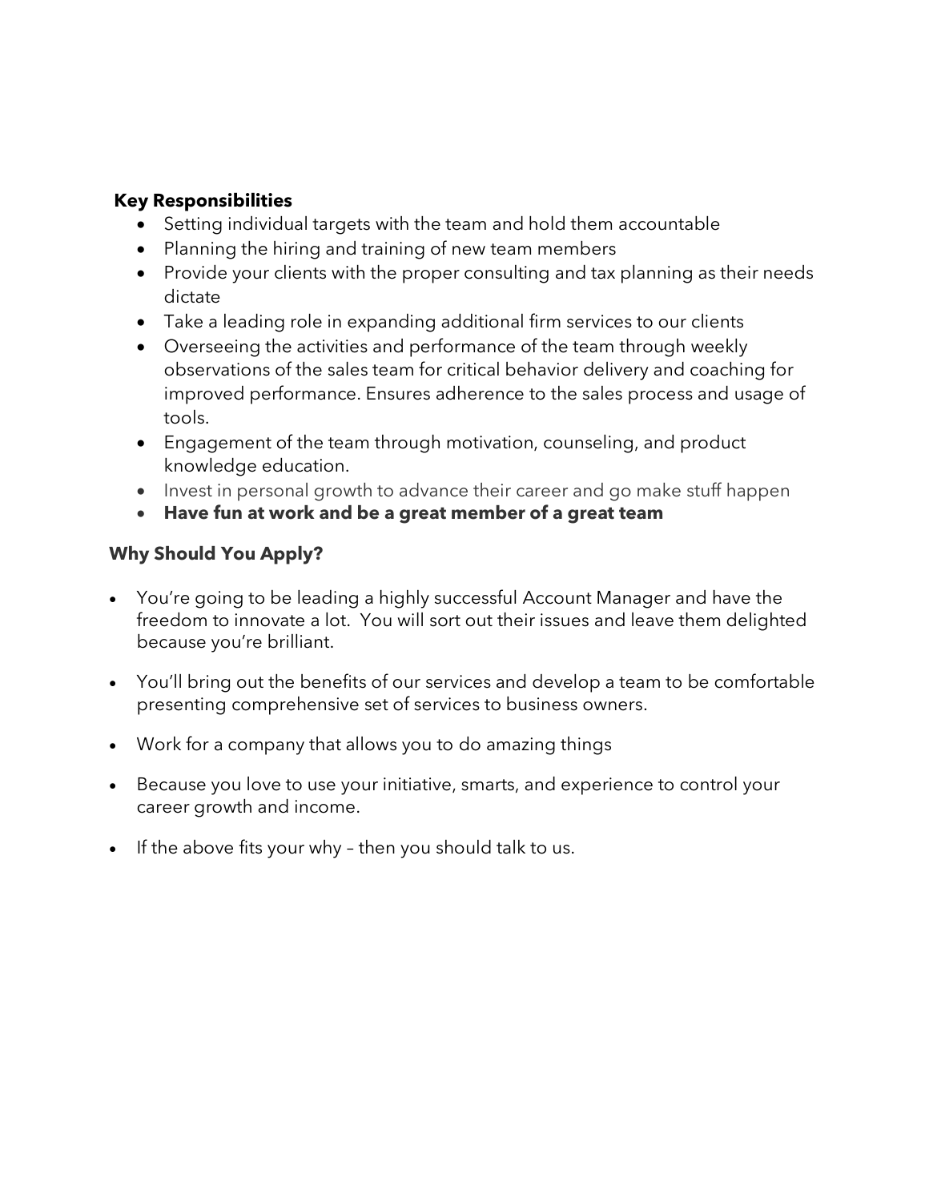**Key Responsibilities**

- Setting individual targets with the team and hold them accountable
- Planning the hiring and training of new team members
- Provide your clients with the proper consulting and tax planning as their needs dictate
- Take a leading role in expanding additional firm services to our clients
- Overseeing the activities and performance of the team through weekly observations of the sales team for critical behavior delivery and coaching for improved performance. Ensures adherence to the sales process and usage of tools.
- Engagement of the team through motivation, counseling, and product knowledge education.
- Invest in personal growth to advance their career and go make stuff happen
- **Have fun at work and be a great member of a great team**

**Why Should You Apply?**

- You're going to be leading a highly successful Account Manager and have the freedom to innovate a lot. You will sort out their issues and leave them delighted because you're brilliant.
- You'll bring out the benefits of our services and develop a team to be comfortable presenting comprehensive set of services to business owners.
- Work for a company that allows you to do amazing things
- Because you love to use your initiative, smarts, and experience to control your career growth and income.
- If the above fits your why – then you should talk to us.